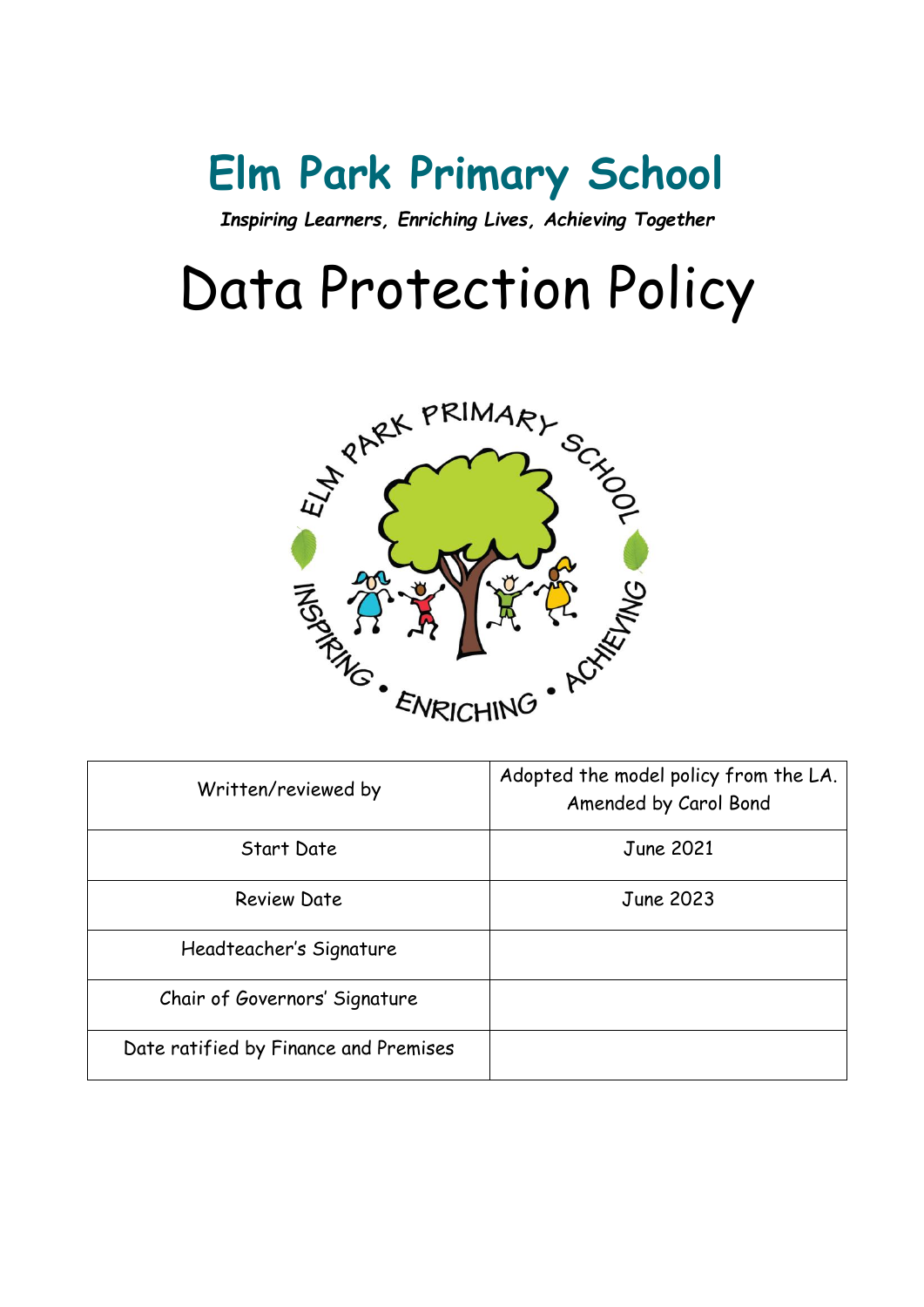# Elm Park Primary School

***Inspiring Learners, Enriching Lives, Achieving Together***

# Data Protection Policy

| Written/reviewed by | Adopted the model policy from the LA. Amended by Carol Bond |
|---|---|
| Start Date | June 2021 |
| Review Date | June 2023 |
| Headteacher's Signature | |
| Chair of Governors' Signature | |
| Date ratified by Finance and Premises | |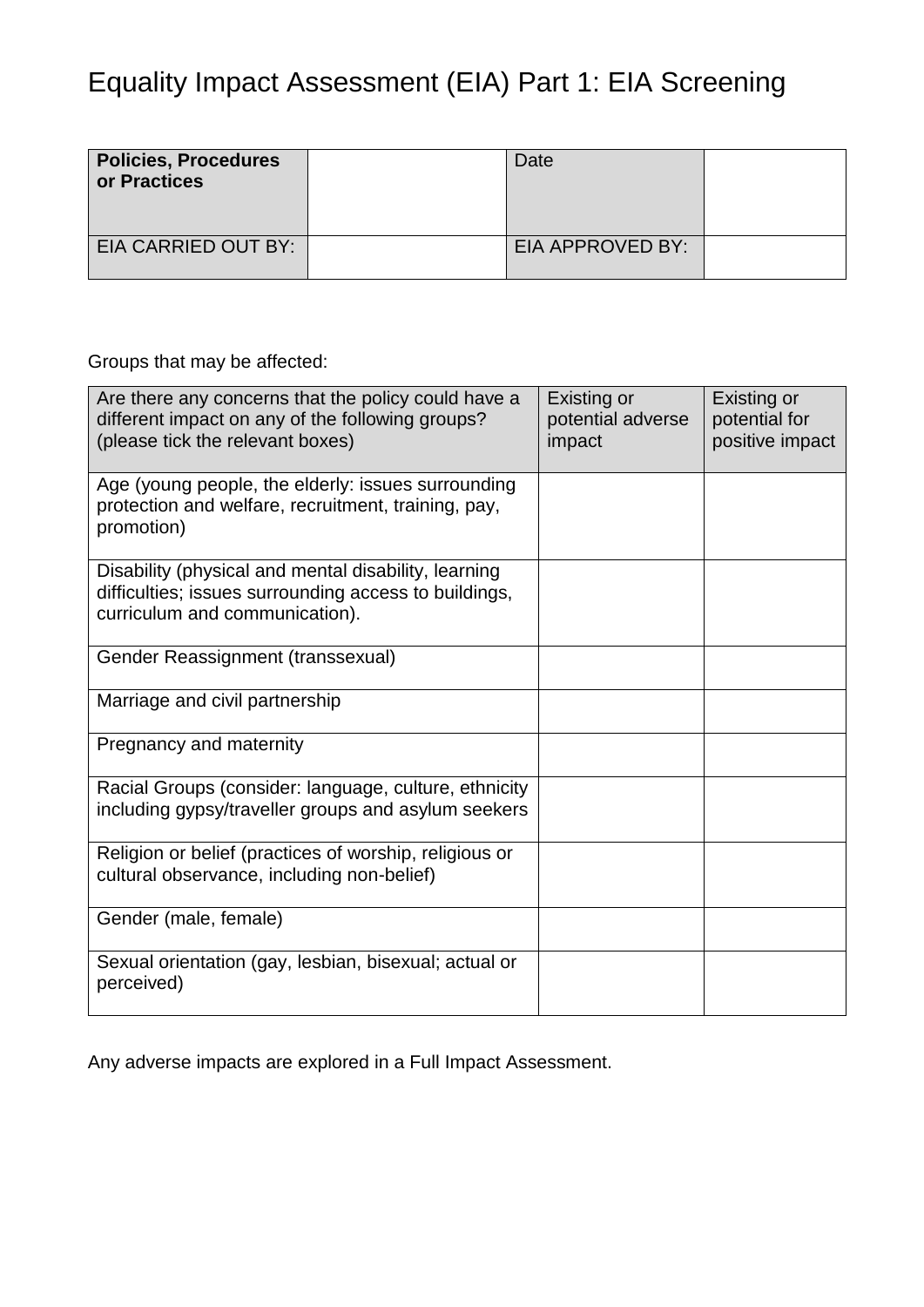# Equality Impact Assessment (EIA) Part 1: EIA Screening

| **Policies, Procedures or Practices** | | Date | |
|---|---|---|---|
| EIA CARRIED OUT BY: | | EIA APPROVED BY: | |

Groups that may be affected:

| Are there any concerns that the policy could have a different impact on any of the following groups? (please tick the relevant boxes) | Existing or potential adverse impact | Existing or potential for positive impact |
|---|---|---|
| Age (young people, the elderly: issues surrounding protection and welfare, recruitment, training, pay, promotion) | | |
| Disability (physical and mental disability, learning difficulties; issues surrounding access to buildings, curriculum and communication). | | |
| Gender Reassignment (transsexual) | | |
| Marriage and civil partnership | | |
| Pregnancy and maternity | | |
| Racial Groups (consider: language, culture, ethnicity including gypsy/traveller groups and asylum seekers | | |
| Religion or belief (practices of worship, religious or cultural observance, including non-belief) | | |
| Gender (male, female) | | |
| Sexual orientation (gay, lesbian, bisexual; actual or perceived) | | |

Any adverse impacts are explored in a Full Impact Assessment.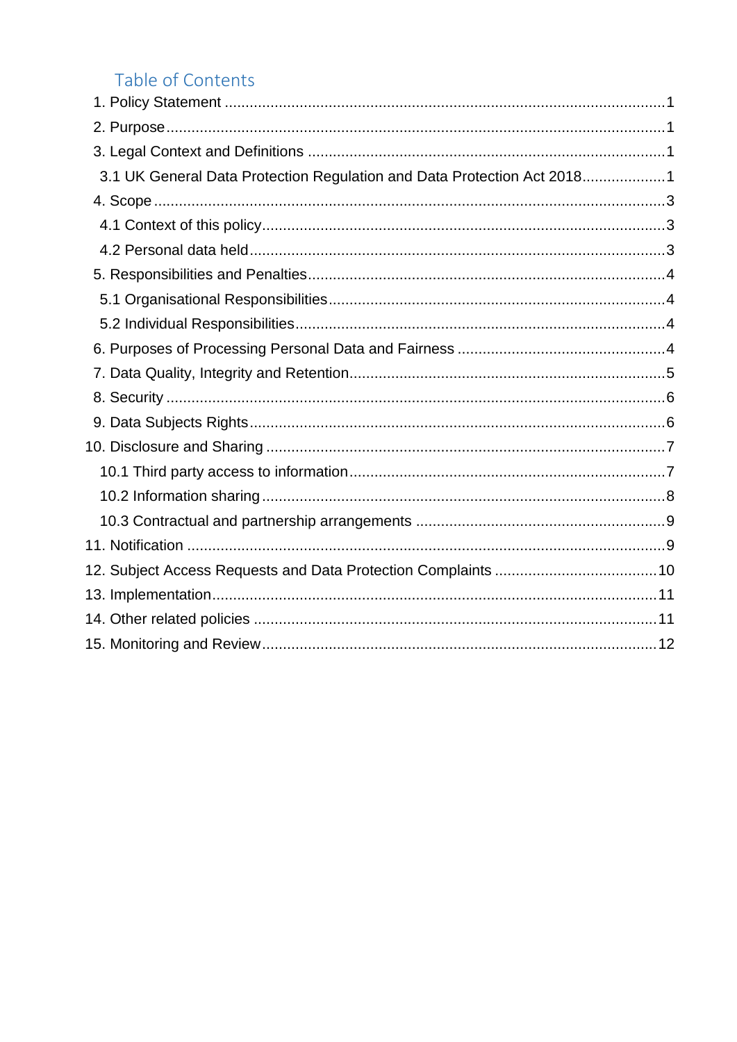## Table of Contents

1. Policy Statement ........................................................................................ 1
2. Purpose ........................................................................................ 1
3. Legal Context and Definitions ........................................................................................ 1
   - 3.1 UK General Data Protection Regulation and Data Protection Act 2018 .................... 1
4. Scope ........................................................................................ 3
   - 4.1 Context of this policy ........................................................................................ 3
   - 4.2 Personal data held ........................................................................................ 3
5. Responsibilities and Penalties ........................................................................................ 4
   - 5.1 Organisational Responsibilities ........................................................................................ 4
   - 5.2 Individual Responsibilities ........................................................................................ 4
6. Purposes of Processing Personal Data and Fairness ........................................................................................ 4
7. Data Quality, Integrity and Retention ........................................................................................ 5
8. Security ........................................................................................ 6
9. Data Subjects Rights ........................................................................................ 6
10. Disclosure and Sharing ........................................................................................ 7
    - 10.1 Third party access to information ........................................................................................ 7
    - 10.2 Information sharing ........................................................................................ 8
    - 10.3 Contractual and partnership arrangements ........................................................................................ 9
11. Notification ........................................................................................ 9
12. Subject Access Requests and Data Protection Complaints ........................................ 10
13. Implementation ........................................................................................ 11
14. Other related policies ........................................................................................ 11
15. Monitoring and Review ........................................................................................ 12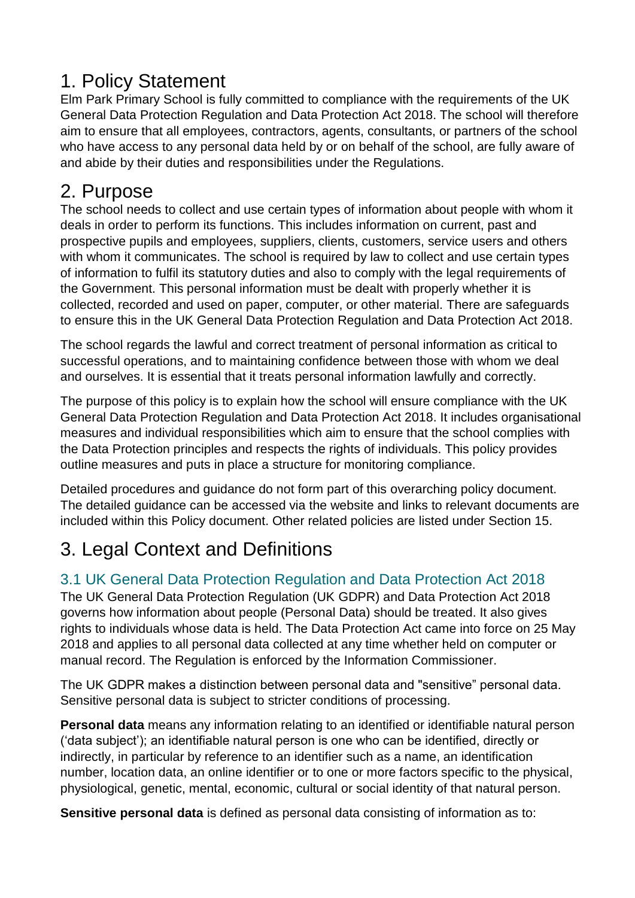# 1. Policy Statement

Elm Park Primary School is fully committed to compliance with the requirements of the UK General Data Protection Regulation and Data Protection Act 2018. The school will therefore aim to ensure that all employees, contractors, agents, consultants, or partners of the school who have access to any personal data held by or on behalf of the school, are fully aware of and abide by their duties and responsibilities under the Regulations.

# 2. Purpose

The school needs to collect and use certain types of information about people with whom it deals in order to perform its functions. This includes information on current, past and prospective pupils and employees, suppliers, clients, customers, service users and others with whom it communicates. The school is required by law to collect and use certain types of information to fulfil its statutory duties and also to comply with the legal requirements of the Government. This personal information must be dealt with properly whether it is collected, recorded and used on paper, computer, or other material. There are safeguards to ensure this in the UK General Data Protection Regulation and Data Protection Act 2018.

The school regards the lawful and correct treatment of personal information as critical to successful operations, and to maintaining confidence between those with whom we deal and ourselves. It is essential that it treats personal information lawfully and correctly.

The purpose of this policy is to explain how the school will ensure compliance with the UK General Data Protection Regulation and Data Protection Act 2018. It includes organisational measures and individual responsibilities which aim to ensure that the school complies with the Data Protection principles and respects the rights of individuals. This policy provides outline measures and puts in place a structure for monitoring compliance.

Detailed procedures and guidance do not form part of this overarching policy document. The detailed guidance can be accessed via the website and links to relevant documents are included within this Policy document. Other related policies are listed under Section 15.

# 3. Legal Context and Definitions

## 3.1 UK General Data Protection Regulation and Data Protection Act 2018

The UK General Data Protection Regulation (UK GDPR) and Data Protection Act 2018 governs how information about people (Personal Data) should be treated. It also gives rights to individuals whose data is held. The Data Protection Act came into force on 25 May 2018 and applies to all personal data collected at any time whether held on computer or manual record. The Regulation is enforced by the Information Commissioner.

The UK GDPR makes a distinction between personal data and "sensitive" personal data. Sensitive personal data is subject to stricter conditions of processing.

**Personal data** means any information relating to an identified or identifiable natural person ('data subject'); an identifiable natural person is one who can be identified, directly or indirectly, in particular by reference to an identifier such as a name, an identification number, location data, an online identifier or to one or more factors specific to the physical, physiological, genetic, mental, economic, cultural or social identity of that natural person.

**Sensitive personal data** is defined as personal data consisting of information as to: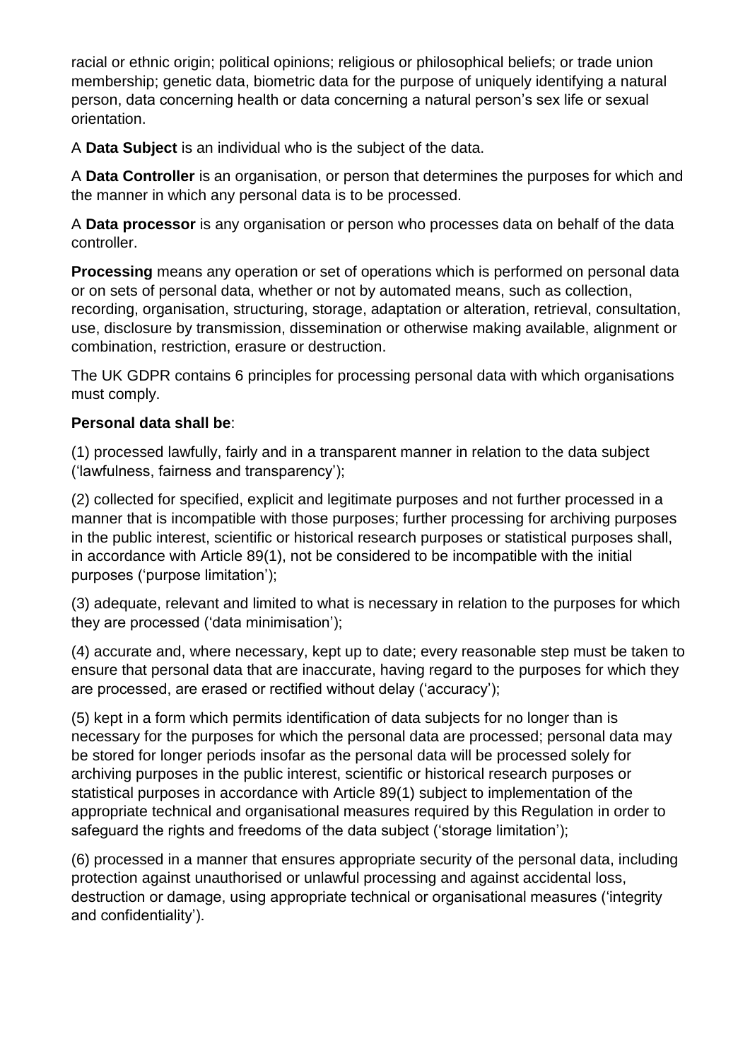racial or ethnic origin; political opinions; religious or philosophical beliefs; or trade union membership; genetic data, biometric data for the purpose of uniquely identifying a natural person, data concerning health or data concerning a natural person's sex life or sexual orientation.

A **Data Subject** is an individual who is the subject of the data.

A **Data Controller** is an organisation, or person that determines the purposes for which and the manner in which any personal data is to be processed.

A **Data processor** is any organisation or person who processes data on behalf of the data controller.

**Processing** means any operation or set of operations which is performed on personal data or on sets of personal data, whether or not by automated means, such as collection, recording, organisation, structuring, storage, adaptation or alteration, retrieval, consultation, use, disclosure by transmission, dissemination or otherwise making available, alignment or combination, restriction, erasure or destruction.

The UK GDPR contains 6 principles for processing personal data with which organisations must comply.

**Personal data shall be**:

(1) processed lawfully, fairly and in a transparent manner in relation to the data subject ('lawfulness, fairness and transparency');

(2) collected for specified, explicit and legitimate purposes and not further processed in a manner that is incompatible with those purposes; further processing for archiving purposes in the public interest, scientific or historical research purposes or statistical purposes shall, in accordance with Article 89(1), not be considered to be incompatible with the initial purposes ('purpose limitation');

(3) adequate, relevant and limited to what is necessary in relation to the purposes for which they are processed ('data minimisation');

(4) accurate and, where necessary, kept up to date; every reasonable step must be taken to ensure that personal data that are inaccurate, having regard to the purposes for which they are processed, are erased or rectified without delay ('accuracy');

(5) kept in a form which permits identification of data subjects for no longer than is necessary for the purposes for which the personal data are processed; personal data may be stored for longer periods insofar as the personal data will be processed solely for archiving purposes in the public interest, scientific or historical research purposes or statistical purposes in accordance with Article 89(1) subject to implementation of the appropriate technical and organisational measures required by this Regulation in order to safeguard the rights and freedoms of the data subject ('storage limitation');

(6) processed in a manner that ensures appropriate security of the personal data, including protection against unauthorised or unlawful processing and against accidental loss, destruction or damage, using appropriate technical or organisational measures ('integrity and confidentiality').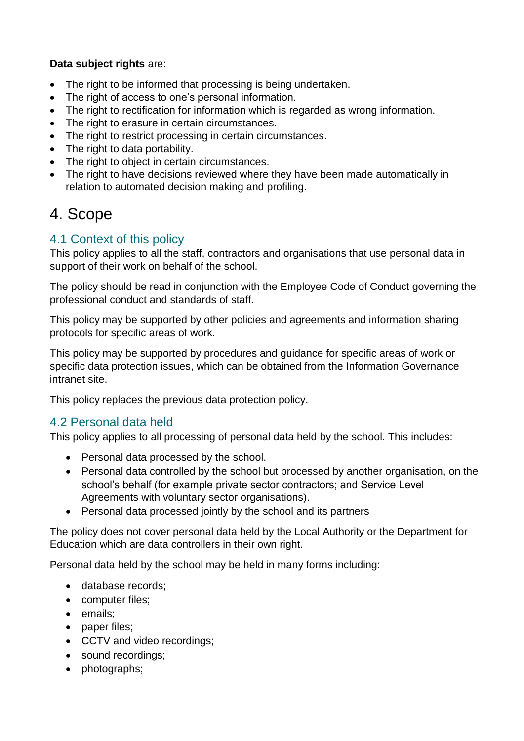**Data subject rights** are:

- The right to be informed that processing is being undertaken.
- The right of access to one's personal information.
- The right to rectification for information which is regarded as wrong information.
- The right to erasure in certain circumstances.
- The right to restrict processing in certain circumstances.
- The right to data portability.
- The right to object in certain circumstances.
- The right to have decisions reviewed where they have been made automatically in relation to automated decision making and profiling.

# 4. Scope

## 4.1 Context of this policy

This policy applies to all the staff, contractors and organisations that use personal data in support of their work on behalf of the school.

The policy should be read in conjunction with the Employee Code of Conduct governing the professional conduct and standards of staff.

This policy may be supported by other policies and agreements and information sharing protocols for specific areas of work.

This policy may be supported by procedures and guidance for specific areas of work or specific data protection issues, which can be obtained from the Information Governance intranet site.

This policy replaces the previous data protection policy.

## 4.2 Personal data held

This policy applies to all processing of personal data held by the school. This includes:

- Personal data processed by the school.
- Personal data controlled by the school but processed by another organisation, on the school's behalf (for example private sector contractors; and Service Level Agreements with voluntary sector organisations).
- Personal data processed jointly by the school and its partners

The policy does not cover personal data held by the Local Authority or the Department for Education which are data controllers in their own right.

Personal data held by the school may be held in many forms including:

- database records;
- computer files;
- emails;
- paper files;
- CCTV and video recordings;
- sound recordings;
- photographs;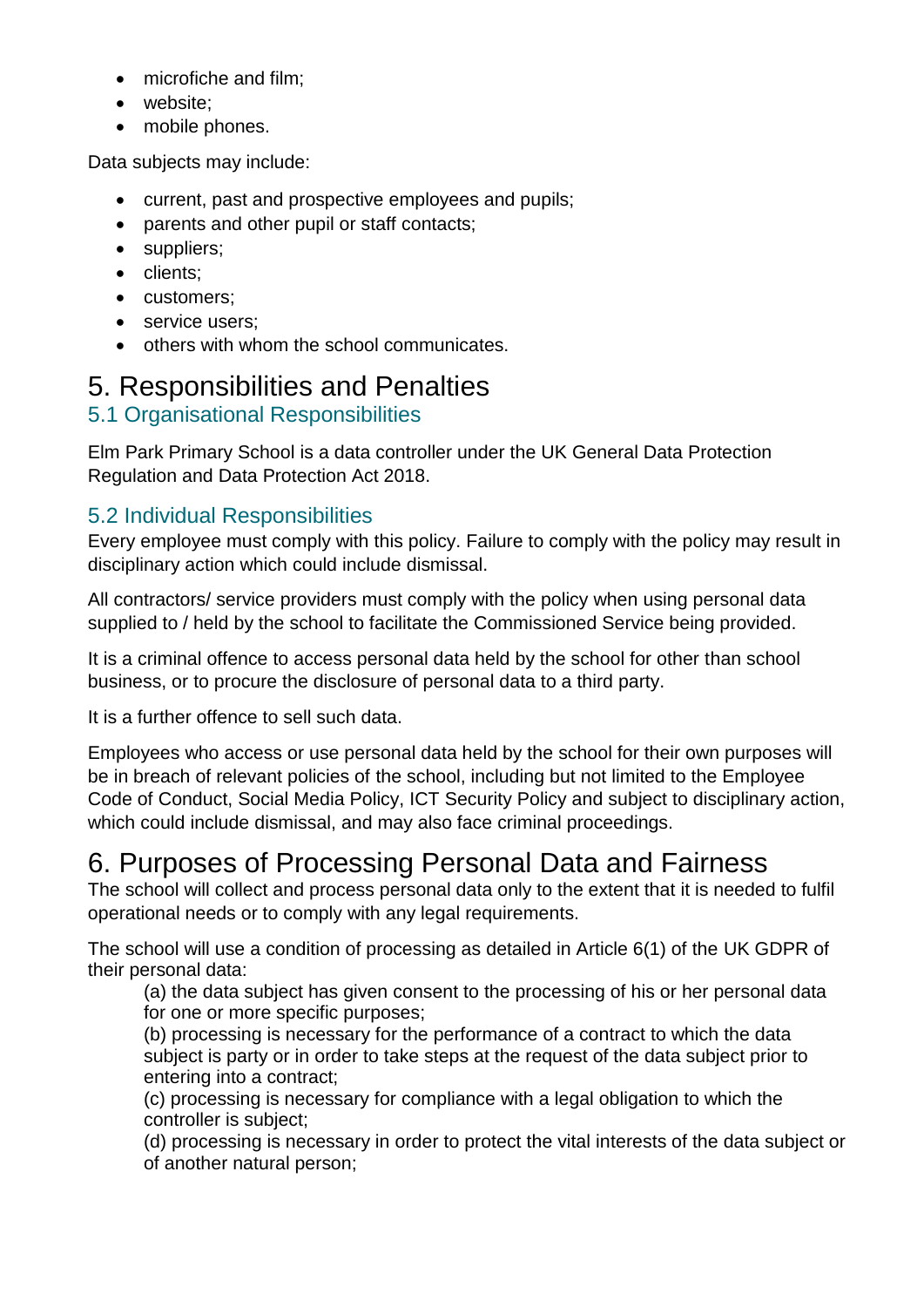- microfiche and film;
- website;
- mobile phones.

Data subjects may include:

- current, past and prospective employees and pupils;
- parents and other pupil or staff contacts;
- suppliers;
- clients;
- customers;
- service users;
- others with whom the school communicates.

# 5. Responsibilities and Penalties

## 5.1 Organisational Responsibilities

Elm Park Primary School is a data controller under the UK General Data Protection Regulation and Data Protection Act 2018.

## 5.2 Individual Responsibilities

Every employee must comply with this policy. Failure to comply with the policy may result in disciplinary action which could include dismissal.

All contractors/ service providers must comply with the policy when using personal data supplied to / held by the school to facilitate the Commissioned Service being provided.

It is a criminal offence to access personal data held by the school for other than school business, or to procure the disclosure of personal data to a third party.

It is a further offence to sell such data.

Employees who access or use personal data held by the school for their own purposes will be in breach of relevant policies of the school, including but not limited to the Employee Code of Conduct, Social Media Policy, ICT Security Policy and subject to disciplinary action, which could include dismissal, and may also face criminal proceedings.

# 6. Purposes of Processing Personal Data and Fairness

The school will collect and process personal data only to the extent that it is needed to fulfil operational needs or to comply with any legal requirements.

The school will use a condition of processing as detailed in Article 6(1) of the UK GDPR of their personal data:

> (a) the data subject has given consent to the processing of his or her personal data for one or more specific purposes;
> (b) processing is necessary for the performance of a contract to which the data subject is party or in order to take steps at the request of the data subject prior to entering into a contract;
> (c) processing is necessary for compliance with a legal obligation to which the controller is subject;
> (d) processing is necessary in order to protect the vital interests of the data subject or of another natural person;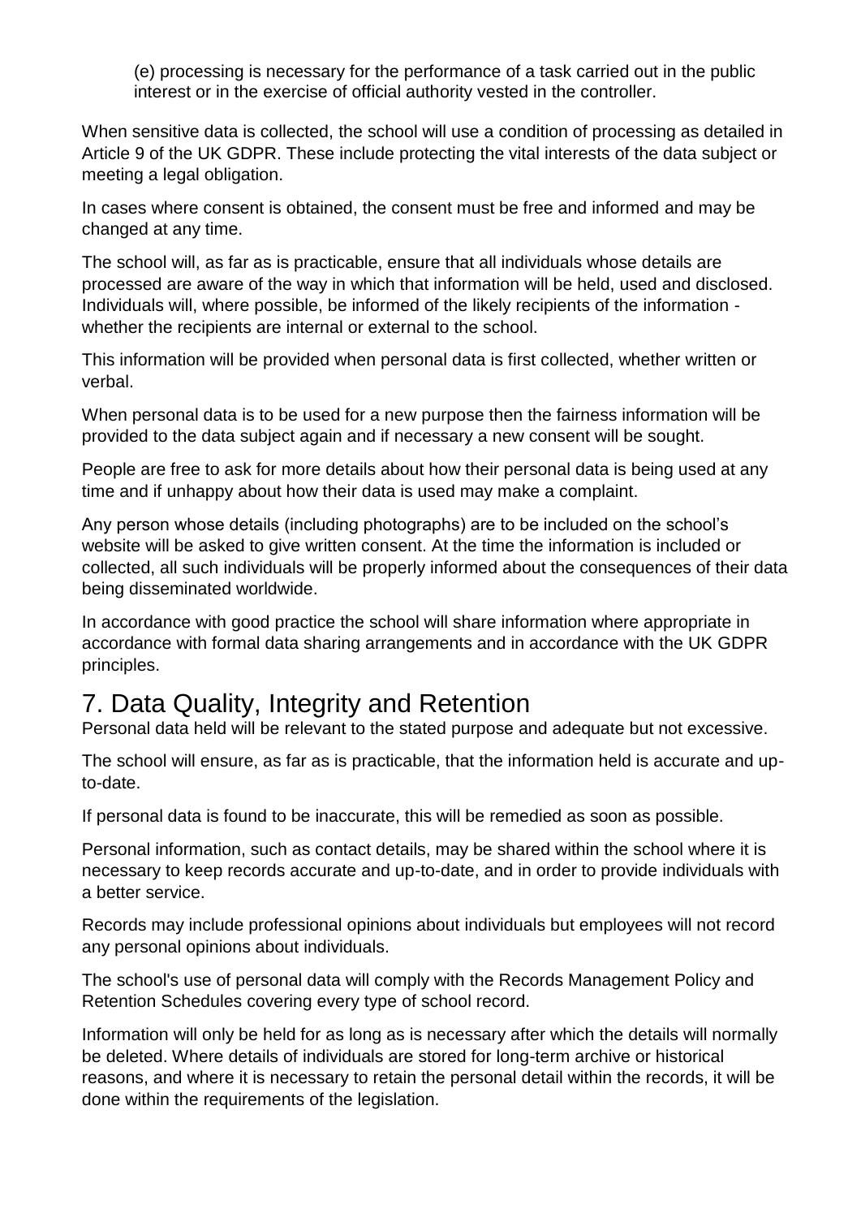(e) processing is necessary for the performance of a task carried out in the public interest or in the exercise of official authority vested in the controller.

When sensitive data is collected, the school will use a condition of processing as detailed in Article 9 of the UK GDPR. These include protecting the vital interests of the data subject or meeting a legal obligation.

In cases where consent is obtained, the consent must be free and informed and may be changed at any time.

The school will, as far as is practicable, ensure that all individuals whose details are processed are aware of the way in which that information will be held, used and disclosed. Individuals will, where possible, be informed of the likely recipients of the information - whether the recipients are internal or external to the school.

This information will be provided when personal data is first collected, whether written or verbal.

When personal data is to be used for a new purpose then the fairness information will be provided to the data subject again and if necessary a new consent will be sought.

People are free to ask for more details about how their personal data is being used at any time and if unhappy about how their data is used may make a complaint.

Any person whose details (including photographs) are to be included on the school's website will be asked to give written consent. At the time the information is included or collected, all such individuals will be properly informed about the consequences of their data being disseminated worldwide.

In accordance with good practice the school will share information where appropriate in accordance with formal data sharing arrangements and in accordance with the UK GDPR principles.

# 7. Data Quality, Integrity and Retention

Personal data held will be relevant to the stated purpose and adequate but not excessive.

The school will ensure, as far as is practicable, that the information held is accurate and up-to-date.

If personal data is found to be inaccurate, this will be remedied as soon as possible.

Personal information, such as contact details, may be shared within the school where it is necessary to keep records accurate and up-to-date, and in order to provide individuals with a better service.

Records may include professional opinions about individuals but employees will not record any personal opinions about individuals.

The school's use of personal data will comply with the Records Management Policy and Retention Schedules covering every type of school record.

Information will only be held for as long as is necessary after which the details will normally be deleted. Where details of individuals are stored for long-term archive or historical reasons, and where it is necessary to retain the personal detail within the records, it will be done within the requirements of the legislation.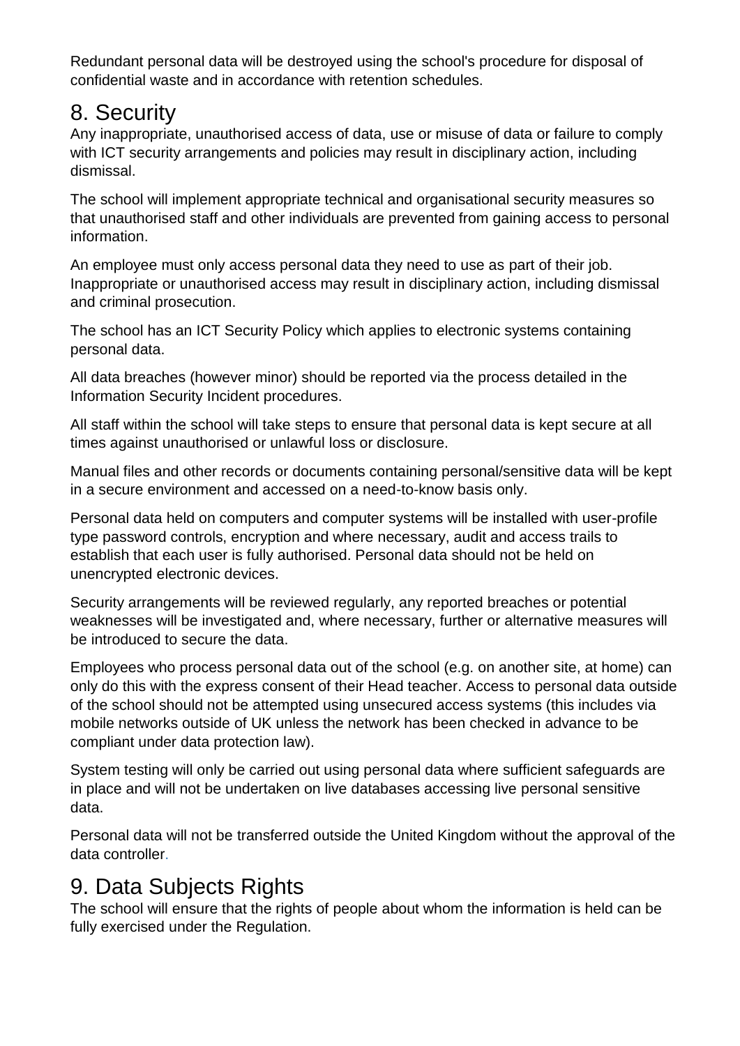Redundant personal data will be destroyed using the school's procedure for disposal of confidential waste and in accordance with retention schedules.

## 8. Security

Any inappropriate, unauthorised access of data, use or misuse of data or failure to comply with ICT security arrangements and policies may result in disciplinary action, including dismissal.

The school will implement appropriate technical and organisational security measures so that unauthorised staff and other individuals are prevented from gaining access to personal information.

An employee must only access personal data they need to use as part of their job. Inappropriate or unauthorised access may result in disciplinary action, including dismissal and criminal prosecution.

The school has an ICT Security Policy which applies to electronic systems containing personal data.

All data breaches (however minor) should be reported via the process detailed in the Information Security Incident procedures.

All staff within the school will take steps to ensure that personal data is kept secure at all times against unauthorised or unlawful loss or disclosure.

Manual files and other records or documents containing personal/sensitive data will be kept in a secure environment and accessed on a need-to-know basis only.

Personal data held on computers and computer systems will be installed with user-profile type password controls, encryption and where necessary, audit and access trails to establish that each user is fully authorised. Personal data should not be held on unencrypted electronic devices.

Security arrangements will be reviewed regularly, any reported breaches or potential weaknesses will be investigated and, where necessary, further or alternative measures will be introduced to secure the data.

Employees who process personal data out of the school (e.g. on another site, at home) can only do this with the express consent of their Head teacher. Access to personal data outside of the school should not be attempted using unsecured access systems (this includes via mobile networks outside of UK unless the network has been checked in advance to be compliant under data protection law).

System testing will only be carried out using personal data where sufficient safeguards are in place and will not be undertaken on live databases accessing live personal sensitive data.

Personal data will not be transferred outside the United Kingdom without the approval of the data controller.

## 9. Data Subjects Rights

The school will ensure that the rights of people about whom the information is held can be fully exercised under the Regulation.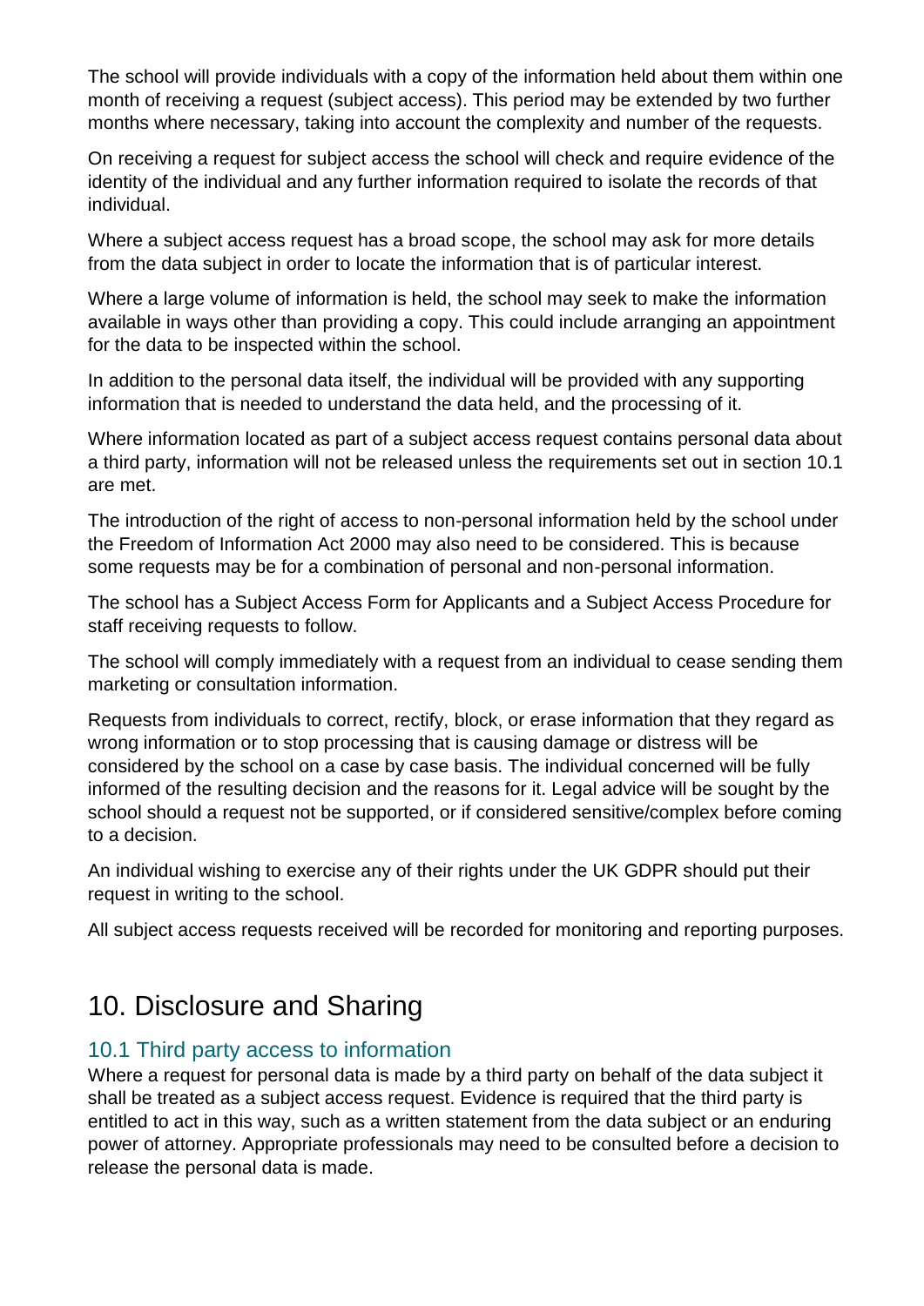The school will provide individuals with a copy of the information held about them within one month of receiving a request (subject access). This period may be extended by two further months where necessary, taking into account the complexity and number of the requests.

On receiving a request for subject access the school will check and require evidence of the identity of the individual and any further information required to isolate the records of that individual.

Where a subject access request has a broad scope, the school may ask for more details from the data subject in order to locate the information that is of particular interest.

Where a large volume of information is held, the school may seek to make the information available in ways other than providing a copy. This could include arranging an appointment for the data to be inspected within the school.

In addition to the personal data itself, the individual will be provided with any supporting information that is needed to understand the data held, and the processing of it.

Where information located as part of a subject access request contains personal data about a third party, information will not be released unless the requirements set out in section 10.1 are met.

The introduction of the right of access to non-personal information held by the school under the Freedom of Information Act 2000 may also need to be considered. This is because some requests may be for a combination of personal and non-personal information.

The school has a Subject Access Form for Applicants and a Subject Access Procedure for staff receiving requests to follow.

The school will comply immediately with a request from an individual to cease sending them marketing or consultation information.

Requests from individuals to correct, rectify, block, or erase information that they regard as wrong information or to stop processing that is causing damage or distress will be considered by the school on a case by case basis. The individual concerned will be fully informed of the resulting decision and the reasons for it. Legal advice will be sought by the school should a request not be supported, or if considered sensitive/complex before coming to a decision.

An individual wishing to exercise any of their rights under the UK GDPR should put their request in writing to the school.

All subject access requests received will be recorded for monitoring and reporting purposes.

# 10. Disclosure and Sharing

## 10.1 Third party access to information

Where a request for personal data is made by a third party on behalf of the data subject it shall be treated as a subject access request. Evidence is required that the third party is entitled to act in this way, such as a written statement from the data subject or an enduring power of attorney. Appropriate professionals may need to be consulted before a decision to release the personal data is made.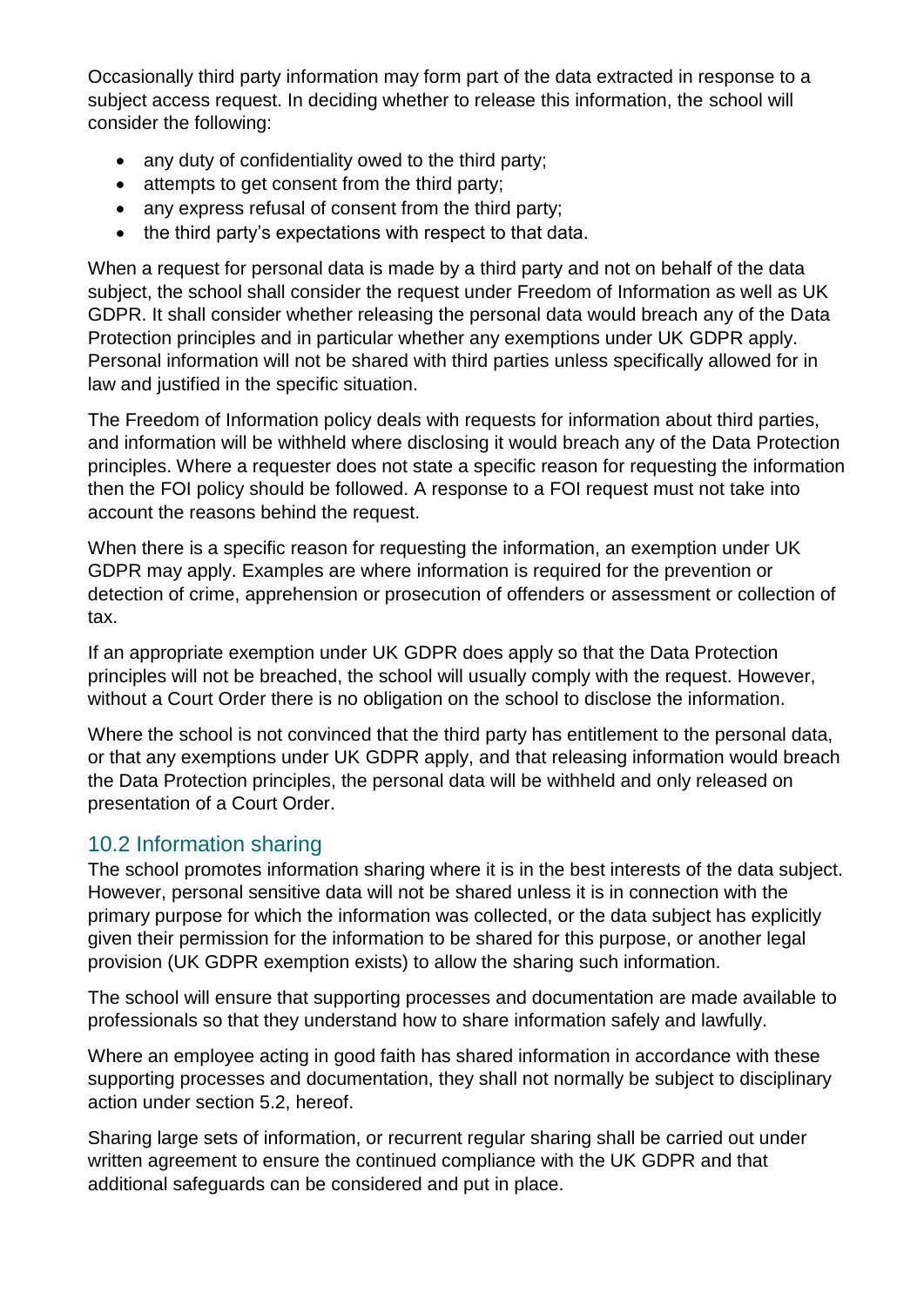Occasionally third party information may form part of the data extracted in response to a subject access request. In deciding whether to release this information, the school will consider the following:

- any duty of confidentiality owed to the third party;
- attempts to get consent from the third party;
- any express refusal of consent from the third party;
- the third party's expectations with respect to that data.

When a request for personal data is made by a third party and not on behalf of the data subject, the school shall consider the request under Freedom of Information as well as UK GDPR. It shall consider whether releasing the personal data would breach any of the Data Protection principles and in particular whether any exemptions under UK GDPR apply. Personal information will not be shared with third parties unless specifically allowed for in law and justified in the specific situation.

The Freedom of Information policy deals with requests for information about third parties, and information will be withheld where disclosing it would breach any of the Data Protection principles. Where a requester does not state a specific reason for requesting the information then the FOI policy should be followed. A response to a FOI request must not take into account the reasons behind the request.

When there is a specific reason for requesting the information, an exemption under UK GDPR may apply. Examples are where information is required for the prevention or detection of crime, apprehension or prosecution of offenders or assessment or collection of tax.

If an appropriate exemption under UK GDPR does apply so that the Data Protection principles will not be breached, the school will usually comply with the request. However, without a Court Order there is no obligation on the school to disclose the information.

Where the school is not convinced that the third party has entitlement to the personal data, or that any exemptions under UK GDPR apply, and that releasing information would breach the Data Protection principles, the personal data will be withheld and only released on presentation of a Court Order.

## 10.2 Information sharing

The school promotes information sharing where it is in the best interests of the data subject. However, personal sensitive data will not be shared unless it is in connection with the primary purpose for which the information was collected, or the data subject has explicitly given their permission for the information to be shared for this purpose, or another legal provision (UK GDPR exemption exists) to allow the sharing such information.

The school will ensure that supporting processes and documentation are made available to professionals so that they understand how to share information safely and lawfully.

Where an employee acting in good faith has shared information in accordance with these supporting processes and documentation, they shall not normally be subject to disciplinary action under section 5.2, hereof.

Sharing large sets of information, or recurrent regular sharing shall be carried out under written agreement to ensure the continued compliance with the UK GDPR and that additional safeguards can be considered and put in place.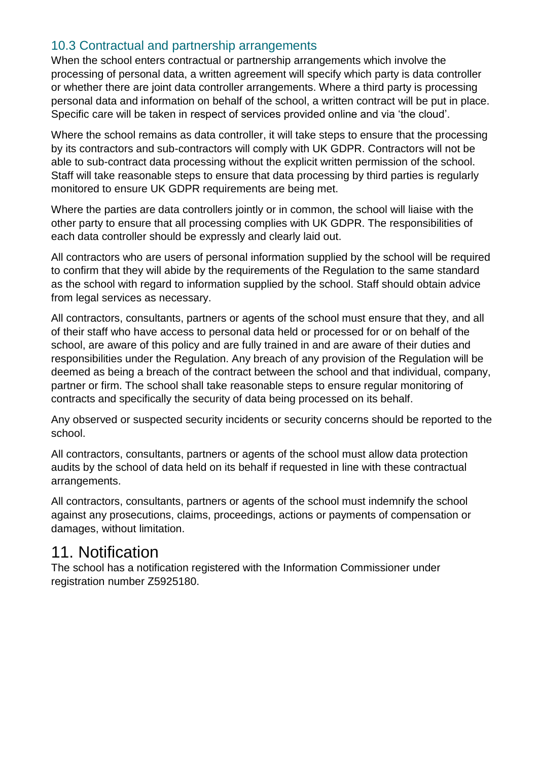### 10.3 Contractual and partnership arrangements

When the school enters contractual or partnership arrangements which involve the processing of personal data, a written agreement will specify which party is data controller or whether there are joint data controller arrangements. Where a third party is processing personal data and information on behalf of the school, a written contract will be put in place. Specific care will be taken in respect of services provided online and via 'the cloud'.

Where the school remains as data controller, it will take steps to ensure that the processing by its contractors and sub-contractors will comply with UK GDPR. Contractors will not be able to sub-contract data processing without the explicit written permission of the school. Staff will take reasonable steps to ensure that data processing by third parties is regularly monitored to ensure UK GDPR requirements are being met.

Where the parties are data controllers jointly or in common, the school will liaise with the other party to ensure that all processing complies with UK GDPR. The responsibilities of each data controller should be expressly and clearly laid out.

All contractors who are users of personal information supplied by the school will be required to confirm that they will abide by the requirements of the Regulation to the same standard as the school with regard to information supplied by the school. Staff should obtain advice from legal services as necessary.

All contractors, consultants, partners or agents of the school must ensure that they, and all of their staff who have access to personal data held or processed for or on behalf of the school, are aware of this policy and are fully trained in and are aware of their duties and responsibilities under the Regulation. Any breach of any provision of the Regulation will be deemed as being a breach of the contract between the school and that individual, company, partner or firm. The school shall take reasonable steps to ensure regular monitoring of contracts and specifically the security of data being processed on its behalf.

Any observed or suspected security incidents or security concerns should be reported to the school.

All contractors, consultants, partners or agents of the school must allow data protection audits by the school of data held on its behalf if requested in line with these contractual arrangements.

All contractors, consultants, partners or agents of the school must indemnify the school against any prosecutions, claims, proceedings, actions or payments of compensation or damages, without limitation.

## 11. Notification

The school has a notification registered with the Information Commissioner under registration number Z5925180.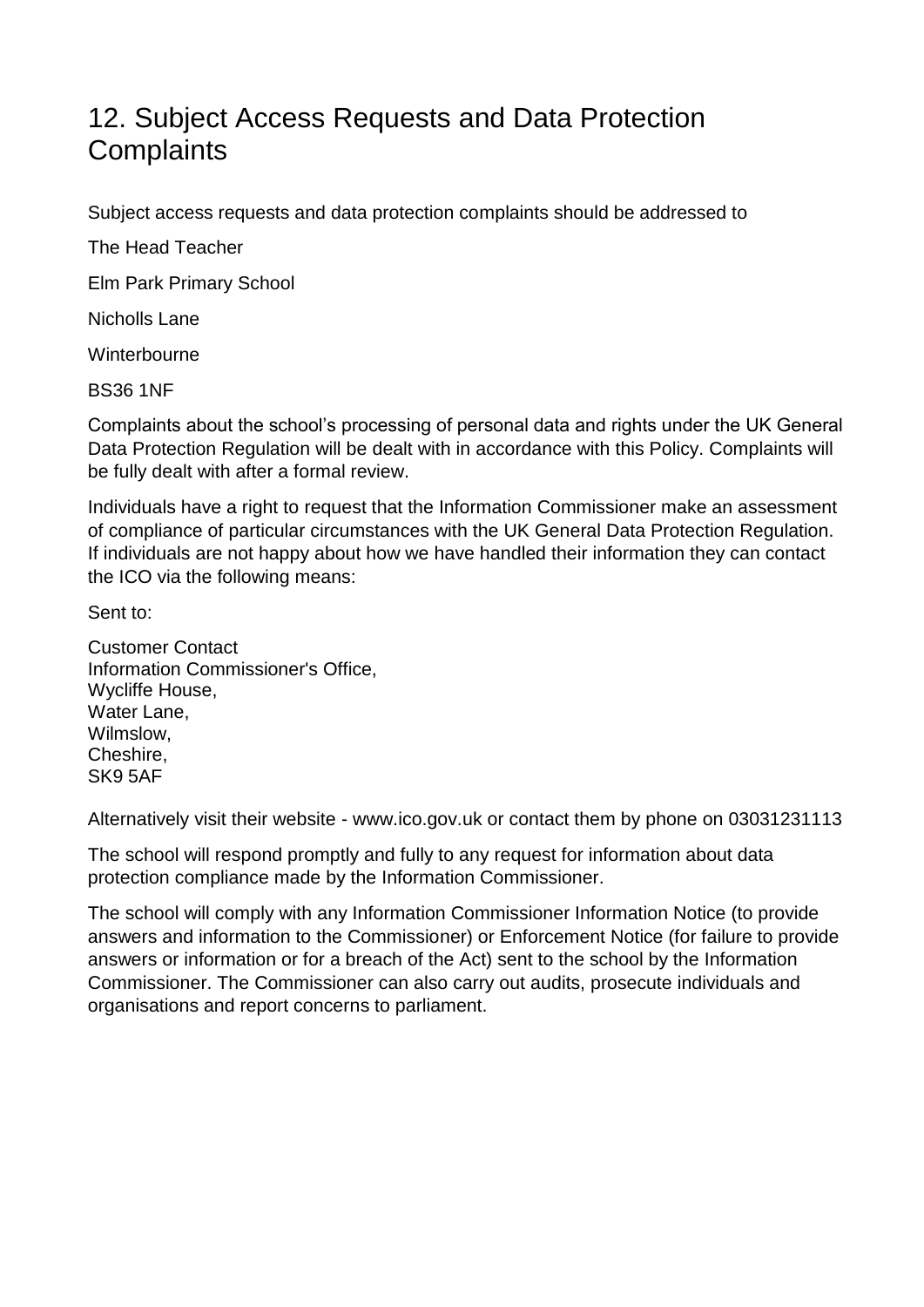## 12. Subject Access Requests and Data Protection Complaints

Subject access requests and data protection complaints should be addressed to

The Head Teacher

Elm Park Primary School

Nicholls Lane

Winterbourne

BS36 1NF

Complaints about the school's processing of personal data and rights under the UK General Data Protection Regulation will be dealt with in accordance with this Policy. Complaints will be fully dealt with after a formal review.

Individuals have a right to request that the Information Commissioner make an assessment of compliance of particular circumstances with the UK General Data Protection Regulation. If individuals are not happy about how we have handled their information they can contact the ICO via the following means:

Sent to:

Customer Contact  
Information Commissioner's Office,  
Wycliffe House,  
Water Lane,  
Wilmslow,  
Cheshire,  
SK9 5AF

Alternatively visit their website - www.ico.gov.uk or contact them by phone on 03031231113

The school will respond promptly and fully to any request for information about data protection compliance made by the Information Commissioner.

The school will comply with any Information Commissioner Information Notice (to provide answers and information to the Commissioner) or Enforcement Notice (for failure to provide answers or information or for a breach of the Act) sent to the school by the Information Commissioner. The Commissioner can also carry out audits, prosecute individuals and organisations and report concerns to parliament.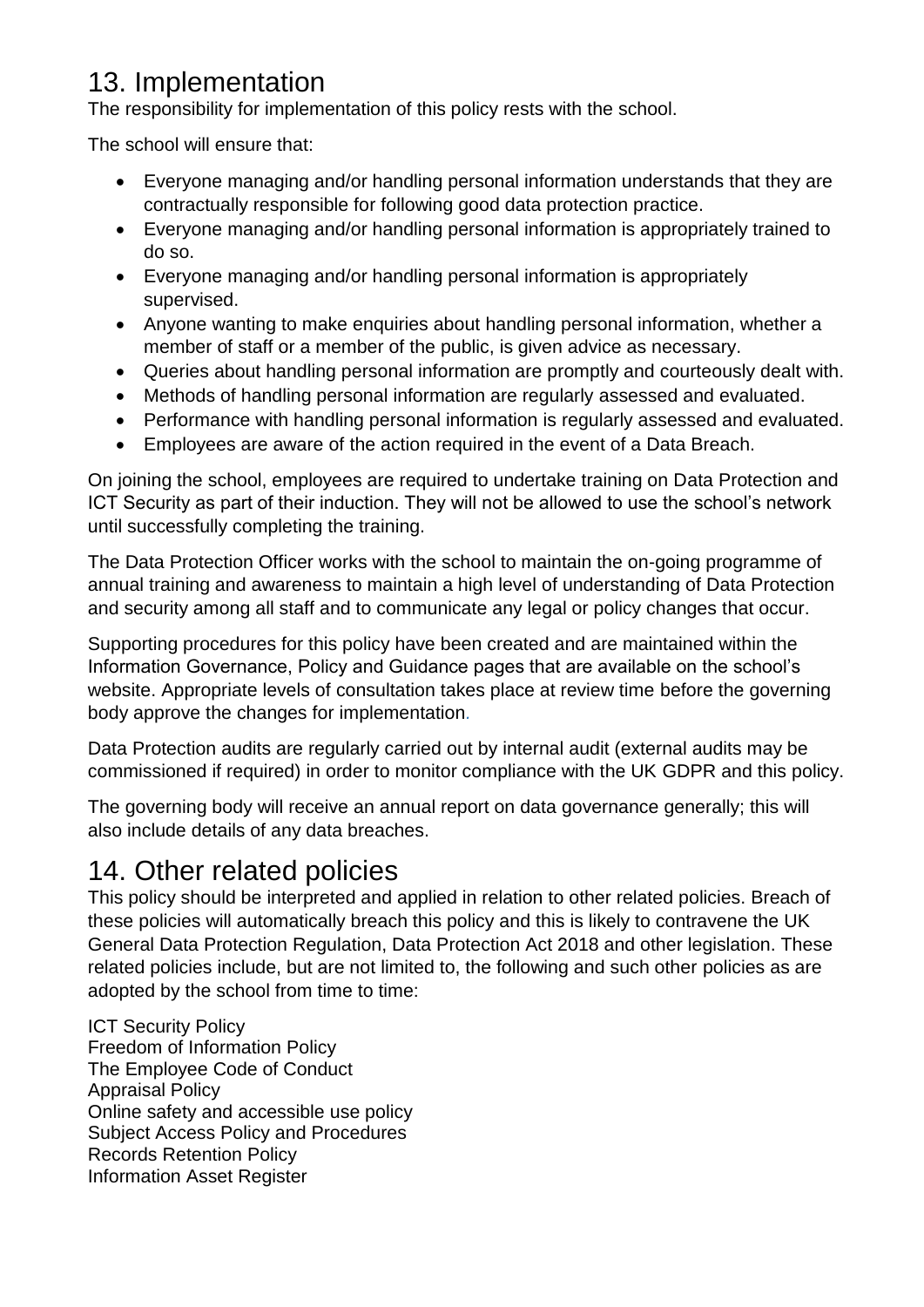## 13. Implementation

The responsibility for implementation of this policy rests with the school.

The school will ensure that:

- Everyone managing and/or handling personal information understands that they are contractually responsible for following good data protection practice.
- Everyone managing and/or handling personal information is appropriately trained to do so.
- Everyone managing and/or handling personal information is appropriately supervised.
- Anyone wanting to make enquiries about handling personal information, whether a member of staff or a member of the public, is given advice as necessary.
- Queries about handling personal information are promptly and courteously dealt with.
- Methods of handling personal information are regularly assessed and evaluated.
- Performance with handling personal information is regularly assessed and evaluated.
- Employees are aware of the action required in the event of a Data Breach.

On joining the school, employees are required to undertake training on Data Protection and ICT Security as part of their induction. They will not be allowed to use the school's network until successfully completing the training.

The Data Protection Officer works with the school to maintain the on-going programme of annual training and awareness to maintain a high level of understanding of Data Protection and security among all staff and to communicate any legal or policy changes that occur.

Supporting procedures for this policy have been created and are maintained within the Information Governance, Policy and Guidance pages that are available on the school's website. Appropriate levels of consultation takes place at review time before the governing body approve the changes for implementation.

Data Protection audits are regularly carried out by internal audit (external audits may be commissioned if required) in order to monitor compliance with the UK GDPR and this policy.

The governing body will receive an annual report on data governance generally; this will also include details of any data breaches.

## 14. Other related policies

This policy should be interpreted and applied in relation to other related policies. Breach of these policies will automatically breach this policy and this is likely to contravene the UK General Data Protection Regulation, Data Protection Act 2018 and other legislation. These related policies include, but are not limited to, the following and such other policies as are adopted by the school from time to time:

ICT Security Policy
Freedom of Information Policy
The Employee Code of Conduct
Appraisal Policy
Online safety and accessible use policy
Subject Access Policy and Procedures
Records Retention Policy
Information Asset Register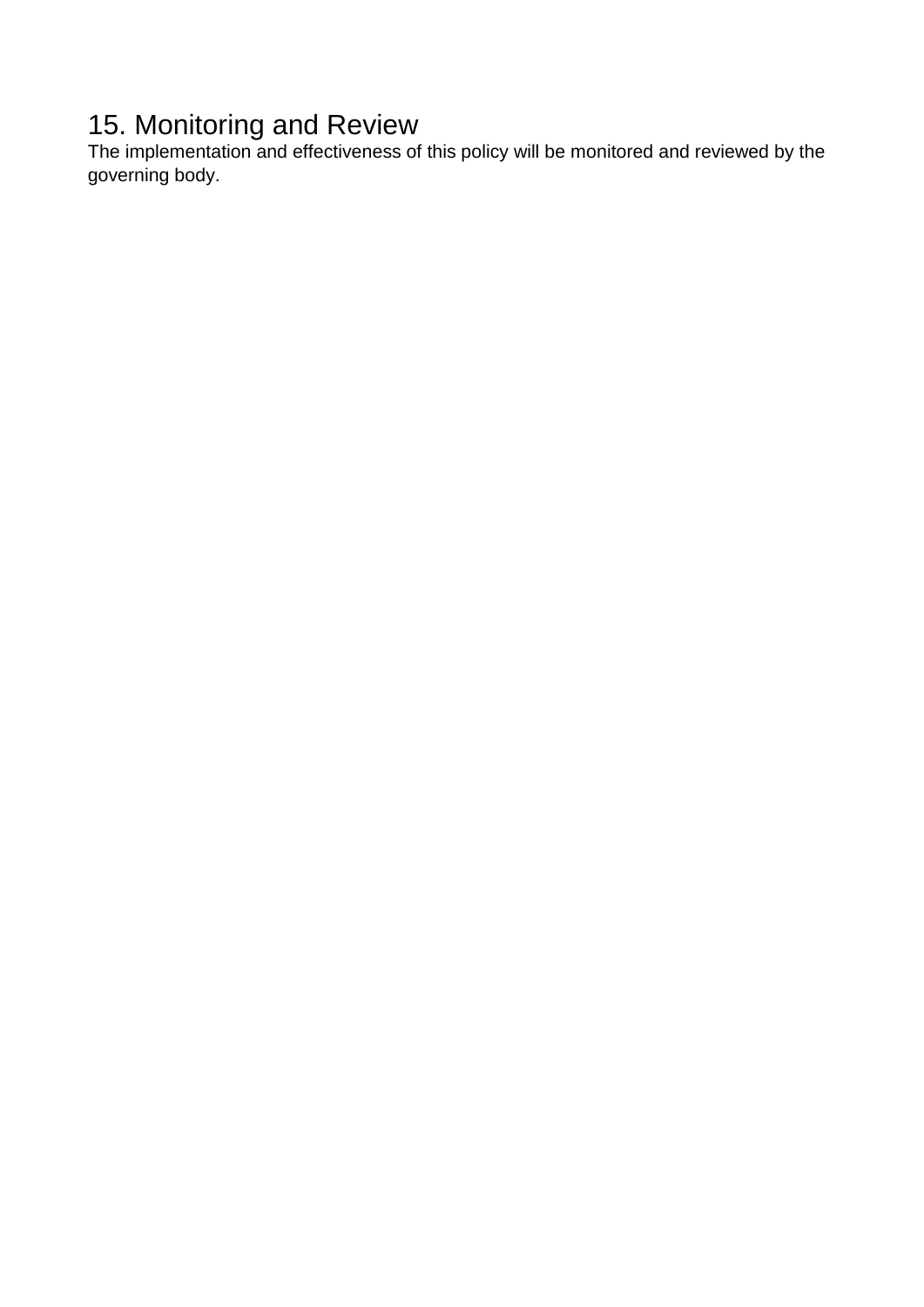## 15. Monitoring and Review

The implementation and effectiveness of this policy will be monitored and reviewed by the governing body.